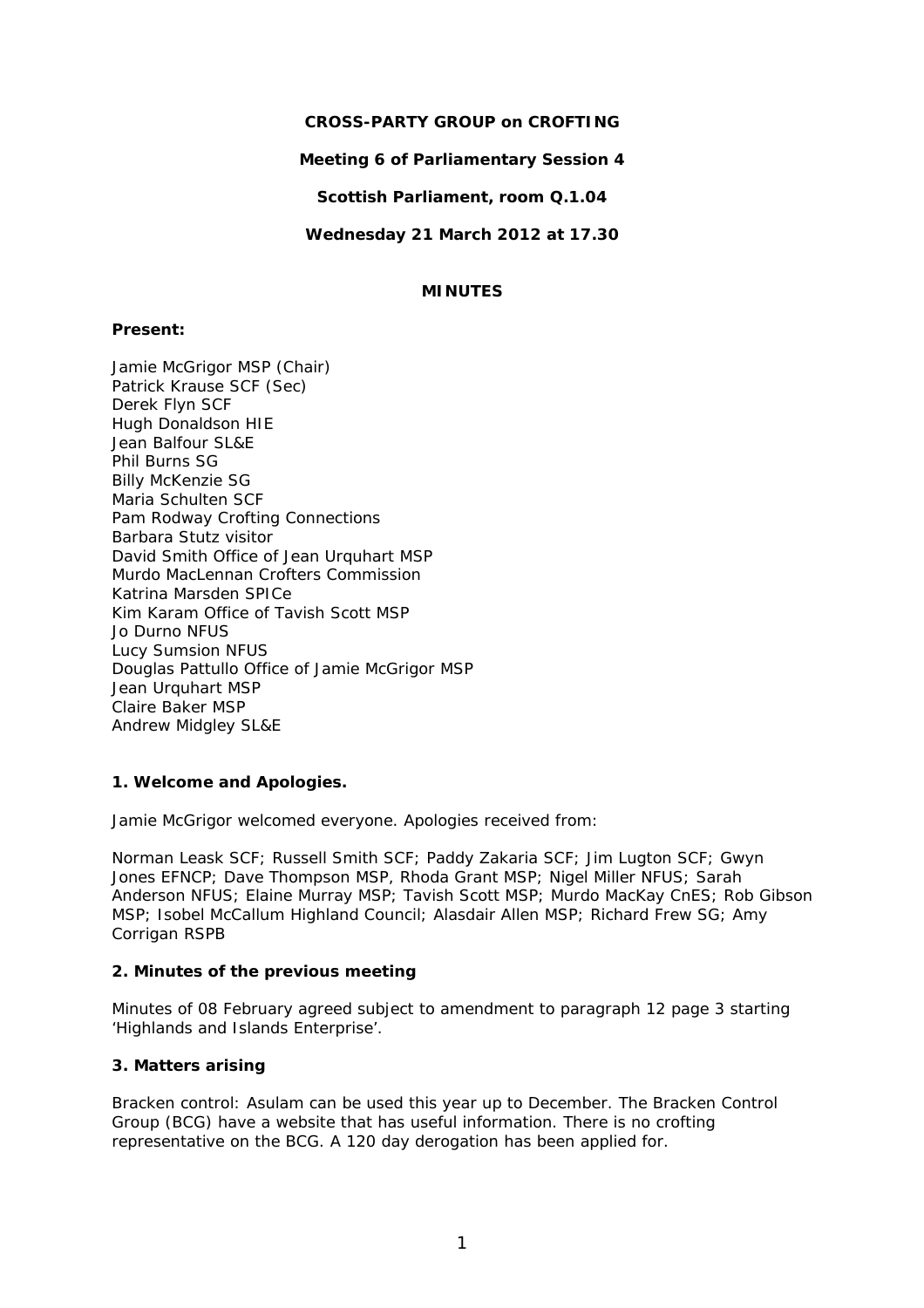**CROSS-PARTY GROUP on CROFTING**

**Meeting 6 of Parliamentary Session 4**

**Scottish Parliament, room Q.1.04**

**Wednesday 21 March 2012 at 17.30**

**MINUTES**

**Present:**

Jamie McGrigor MSP (Chair)
Patrick Krause SCF (Sec)
Derek Flyn SCF
Hugh Donaldson HIE
Jean Balfour SL&E
Phil Burns SG
Billy McKenzie SG
Maria Schulten SCF
Pam Rodway Crofting Connections
Barbara Stutz visitor
David Smith Office of Jean Urquhart MSP
Murdo MacLennan Crofters Commission
Katrina Marsden SPICe
Kim Karam Office of Tavish Scott MSP
Jo Durno NFUS
Lucy Sumsion NFUS
Douglas Pattullo Office of Jamie McGrigor MSP
Jean Urquhart MSP
Claire Baker MSP
Andrew Midgley SL&E

**1. Welcome and Apologies.**

Jamie McGrigor welcomed everyone. Apologies received from:

Norman Leask SCF; Russell Smith SCF; Paddy Zakaria SCF; Jim Lugton SCF; Gwyn Jones EFNCP; Dave Thompson MSP, Rhoda Grant MSP; Nigel Miller NFUS; Sarah Anderson NFUS; Elaine Murray MSP; Tavish Scott MSP; Murdo MacKay CnES; Rob Gibson MSP; Isobel McCallum Highland Council; Alasdair Allen MSP; Richard Frew SG; Amy Corrigan RSPB

**2. Minutes of the previous meeting**

Minutes of 08 February agreed subject to amendment to paragraph 12 page 3 starting 'Highlands and Islands Enterprise'.

**3. Matters arising**

Bracken control: Asulam can be used this year up to December. The Bracken Control Group (BCG) have a website that has useful information. There is no crofting representative on the BCG. A 120 day derogation has been applied for.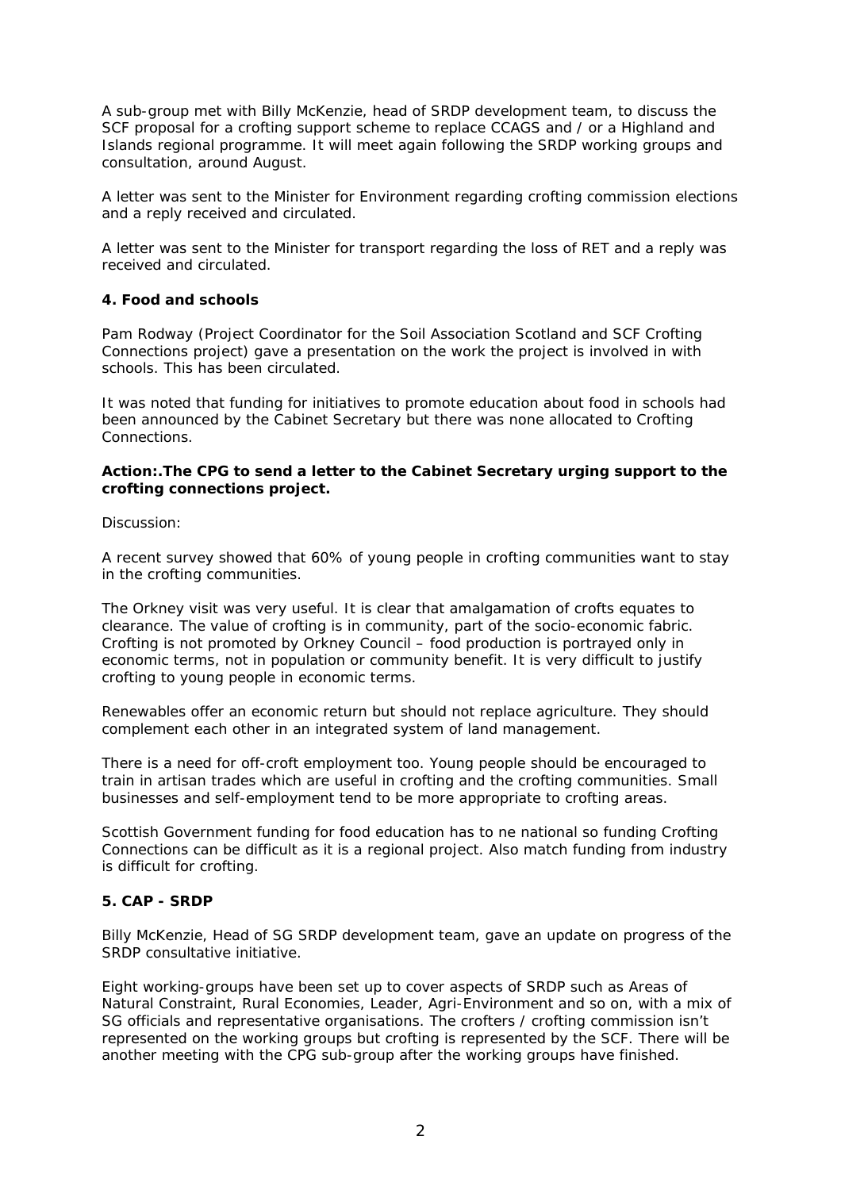A sub-group met with Billy McKenzie, head of SRDP development team, to discuss the SCF proposal for a crofting support scheme to replace CCAGS and / or a Highland and Islands regional programme. It will meet again following the SRDP working groups and consultation, around August.

A letter was sent to the Minister for Environment regarding crofting commission elections and a reply received and circulated.

A letter was sent to the Minister for transport regarding the loss of RET and a reply was received and circulated.

**4. Food and schools**

Pam Rodway (Project Coordinator for the Soil Association Scotland and SCF Crofting Connections project) gave a presentation on the work the project is involved in with schools. This has been circulated.

It was noted that funding for initiatives to promote education about food in schools had been announced by the Cabinet Secretary but there was none allocated to Crofting Connections.

**Action:.The CPG to send a letter to the Cabinet Secretary urging support to the crofting connections project.**

Discussion:

A recent survey showed that 60% of young people in crofting communities want to stay in the crofting communities.

The Orkney visit was very useful. It is clear that amalgamation of crofts equates to clearance. The value of crofting is in community, part of the socio-economic fabric. Crofting is not promoted by Orkney Council – food production is portrayed only in economic terms, not in population or community benefit. It is very difficult to justify crofting to young people in economic terms.

Renewables offer an economic return but should not replace agriculture. They should complement each other in an integrated system of land management.

There is a need for off-croft employment too. Young people should be encouraged to train in artisan trades which are useful in crofting and the crofting communities. Small businesses and self-employment tend to be more appropriate to crofting areas.

Scottish Government funding for food education has to ne national so funding Crofting Connections can be difficult as it is a regional project. Also match funding from industry is difficult for crofting.

**5. CAP - SRDP**

Billy McKenzie, Head of SG SRDP development team, gave an update on progress of the SRDP consultative initiative.

Eight working-groups have been set up to cover aspects of SRDP such as Areas of Natural Constraint, Rural Economies, Leader, Agri-Environment and so on, with a mix of SG officials and representative organisations. The crofters / crofting commission isn't represented on the working groups but crofting is represented by the SCF. There will be another meeting with the CPG sub-group after the working groups have finished.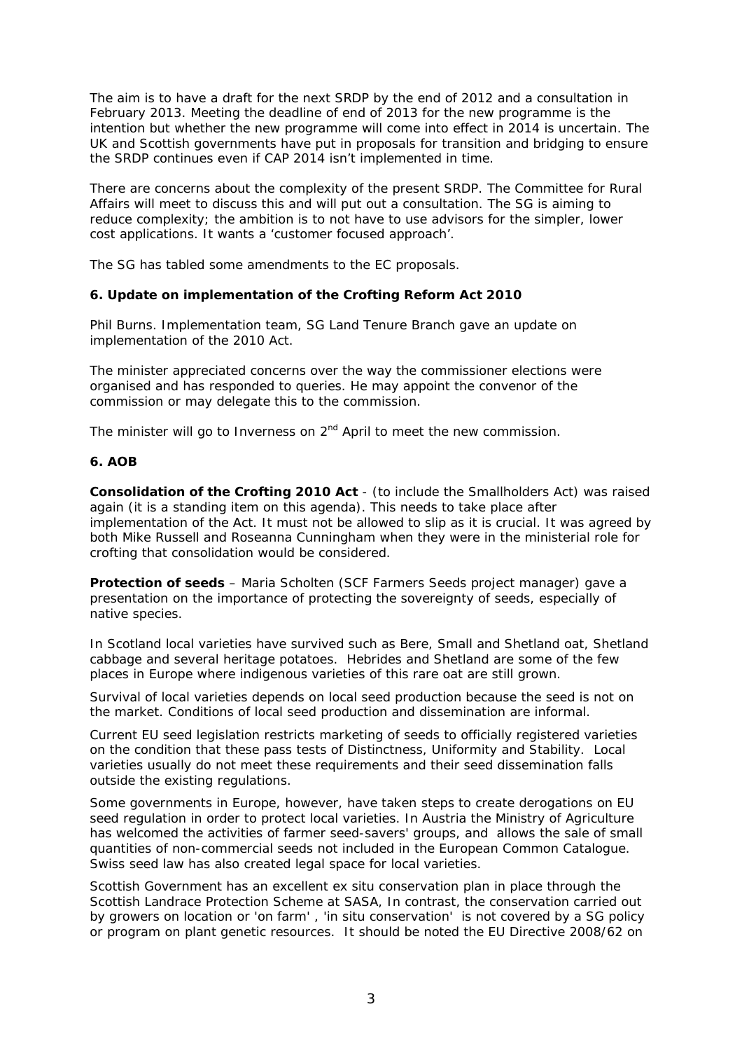The aim is to have a draft for the next SRDP by the end of 2012 and a consultation in February 2013. Meeting the deadline of end of 2013 for the new programme is the intention but whether the new programme will come into effect in 2014 is uncertain. The UK and Scottish governments have put in proposals for transition and bridging to ensure the SRDP continues even if CAP 2014 isn't implemented in time.

There are concerns about the complexity of the present SRDP. The Committee for Rural Affairs will meet to discuss this and will put out a consultation. The SG is aiming to reduce complexity; the ambition is to not have to use advisors for the simpler, lower cost applications. It wants a 'customer focused approach'.

The SG has tabled some amendments to the EC proposals.

**6. Update on implementation of the Crofting Reform Act 2010**

Phil Burns. Implementation team, SG Land Tenure Branch gave an update on implementation of the 2010 Act.

The minister appreciated concerns over the way the commissioner elections were organised and has responded to queries. He may appoint the convenor of the commission or may delegate this to the commission.

The minister will go to Inverness on 2nd April to meet the new commission.

**6. AOB**

**Consolidation of the Crofting 2010 Act** - (to include the Smallholders Act) was raised again (it is a standing item on this agenda). This needs to take place after implementation of the Act. It must not be allowed to slip as it is crucial. It was agreed by both Mike Russell and Roseanna Cunningham when they were in the ministerial role for crofting that consolidation would be considered.

**Protection of seeds** – Maria Scholten (SCF Farmers Seeds project manager) gave a presentation on the importance of protecting the sovereignty of seeds, especially of native species.

In Scotland local varieties have survived such as Bere, Small and Shetland oat, Shetland cabbage and several heritage potatoes. Hebrides and Shetland are some of the few places in Europe where indigenous varieties of this rare oat are still grown.

Survival of local varieties depends on local seed production because the seed is not on the market. Conditions of local seed production and dissemination are informal.

Current EU seed legislation restricts marketing of seeds to officially registered varieties on the condition that these pass tests of Distinctness, Uniformity and Stability. Local varieties usually do not meet these requirements and their seed dissemination falls outside the existing regulations.

Some governments in Europe, however, have taken steps to create derogations on EU seed regulation in order to protect local varieties. In Austria the Ministry of Agriculture has welcomed the activities of farmer seed-savers' groups, and allows the sale of small quantities of non-commercial seeds not included in the European Common Catalogue. Swiss seed law has also created legal space for local varieties.

Scottish Government has an excellent ex situ conservation plan in place through the Scottish Landrace Protection Scheme at SASA, In contrast, the conservation carried out by growers on location or 'on farm' , 'in situ conservation' is not covered by a SG policy or program on plant genetic resources. It should be noted the EU Directive 2008/62 on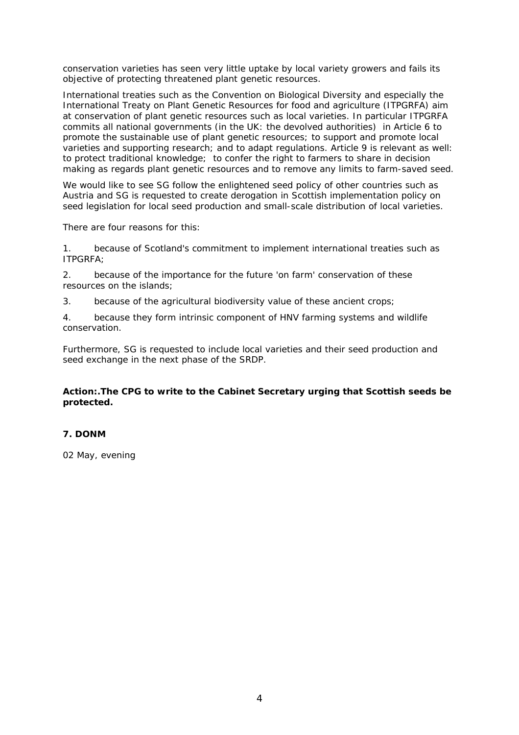conservation varieties has seen very little uptake by local variety growers and fails its objective of protecting threatened plant genetic resources.

International treaties such as the Convention on Biological Diversity and especially the International Treaty on Plant Genetic Resources for food and agriculture (ITPGRFA) aim at conservation of plant genetic resources such as local varieties. In particular ITPGRFA commits all national governments (in the UK: the devolved authorities) in Article 6 to promote the sustainable use of plant genetic resources; to support and promote local varieties and supporting research; and to adapt regulations. Article 9 is relevant as well: to protect traditional knowledge; to confer the right to farmers to share in decision making as regards plant genetic resources and to remove any limits to farm-saved seed.

We would like to see SG follow the enlightened seed policy of other countries such as Austria and SG is requested to create derogation in Scottish implementation policy on seed legislation for local seed production and small-scale distribution of local varieties.

There are four reasons for this:

1. because of Scotland's commitment to implement international treaties such as ITPGRFA;

2. because of the importance for the future 'on farm' conservation of these resources on the islands;

3. because of the agricultural biodiversity value of these ancient crops;

4. because they form intrinsic component of HNV farming systems and wildlife conservation.

Furthermore, SG is requested to include local varieties and their seed production and seed exchange in the next phase of the SRDP.

**Action:.The CPG to write to the Cabinet Secretary urging that Scottish seeds be protected.**

**7. DONM**

02 May, evening